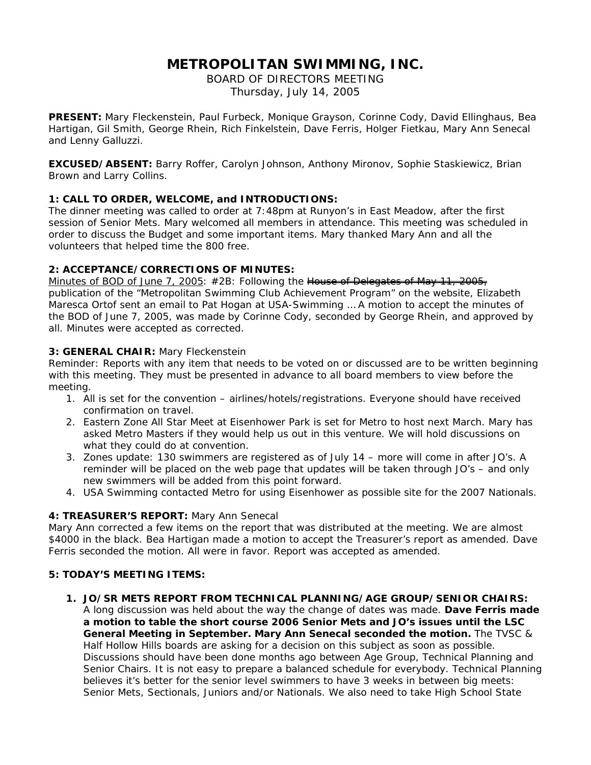# METROPOLITAN SWIMMING, INC.

BOARD OF DIRECTORS MEETING
Thursday, July 14, 2005

**PRESENT:** Mary Fleckenstein, Paul Furbeck, Monique Grayson, Corinne Cody, David Ellinghaus, Bea Hartigan, Gil Smith, George Rhein, Rich Finkelstein, Dave Ferris, Holger Fietkau, Mary Ann Senecal and Lenny Galluzzi.

**EXCUSED/ABSENT:** Barry Roffer, Carolyn Johnson, Anthony Mironov, Sophie Staskiewicz, Brian Brown and Larry Collins.

### 1: CALL TO ORDER, WELCOME, and INTRODUCTIONS:

The dinner meeting was called to order at 7:48pm at Runyon's in East Meadow, after the first session of Senior Mets. Mary welcomed all members in attendance. This meeting was scheduled in order to discuss the Budget and some important items. Mary thanked Mary Ann and all the volunteers that helped time the 800 free.

### 2: ACCEPTANCE/CORRECTIONS OF MINUTES:

Minutes of BOD of June 7, 2005: #2B: Following the ~~House of Delegates of May 11, 2005,~~ publication of the "Metropolitan Swimming Club Achievement Program" on the website, Elizabeth Maresca Ortof sent an email to Pat Hogan at USA-Swimming … A motion to accept the minutes of the BOD of June 7, 2005, was made by Corinne Cody, seconded by George Rhein, and approved by all. Minutes were accepted as corrected.

### 3: GENERAL CHAIR: Mary Fleckenstein

Reminder: Reports with any item that needs to be voted on or discussed are to be written beginning with this meeting. They must be presented in advance to all board members to view before the meeting.

1. All is set for the convention – airlines/hotels/registrations. Everyone should have received confirmation on travel.
2. Eastern Zone All Star Meet at Eisenhower Park is set for Metro to host next March. Mary has asked Metro Masters if they would help us out in this venture. We will hold discussions on what they could do at convention.
3. Zones update: 130 swimmers are registered as of July 14 – more will come in after JO's. A reminder will be placed on the web page that updates will be taken through JO's – and only new swimmers will be added from this point forward.
4. USA Swimming contacted Metro for using Eisenhower as possible site for the 2007 Nationals.

### 4: TREASURER'S REPORT: Mary Ann Senecal

Mary Ann corrected a few items on the report that was distributed at the meeting. We are almost $4000 in the black. Bea Hartigan made a motion to accept the Treasurer's report as amended. Dave Ferris seconded the motion. All were in favor. Report was accepted as amended.

### 5: TODAY'S MEETING ITEMS:

1. **JO/SR METS REPORT FROM TECHNICAL PLANNING/AGE GROUP/SENIOR CHAIRS:** A long discussion was held about the way the change of dates was made. **Dave Ferris made a motion to table the short course 2006 Senior Mets and JO's issues until the LSC General Meeting in September. Mary Ann Senecal seconded the motion.** The TVSC & Half Hollow Hills boards are asking for a decision on this subject as soon as possible. Discussions should have been done months ago between Age Group, Technical Planning and Senior Chairs. It is not easy to prepare a balanced schedule for everybody. Technical Planning believes it's better for the senior level swimmers to have 3 weeks in between big meets: Senior Mets, Sectionals, Juniors and/or Nationals. We also need to take High School State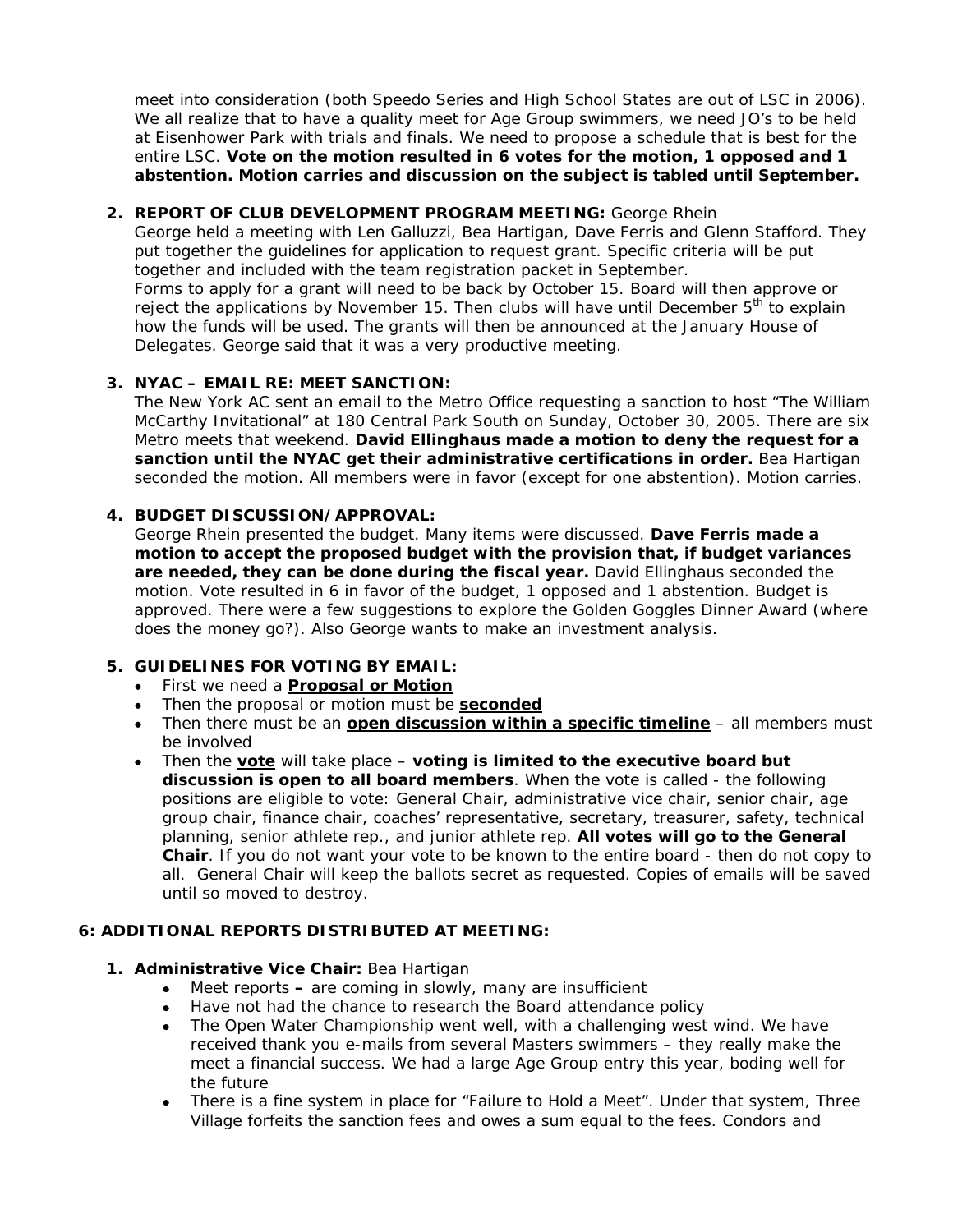meet into consideration (both Speedo Series and High School States are out of LSC in 2006). We all realize that to have a quality meet for Age Group swimmers, we need JO's to be held at Eisenhower Park with trials and finals. We need to propose a schedule that is best for the entire LSC. **Vote on the motion resulted in 6 votes for the motion, 1 opposed and 1 abstention. Motion carries and discussion on the subject is tabled until September.**

2. **REPORT OF CLUB DEVELOPMENT PROGRAM MEETING:** George Rhein
   George held a meeting with Len Galluzzi, Bea Hartigan, Dave Ferris and Glenn Stafford. They put together the guidelines for application to request grant. Specific criteria will be put together and included with the team registration packet in September.
   Forms to apply for a grant will need to be back by October 15. Board will then approve or reject the applications by November 15. Then clubs will have until December 5th to explain how the funds will be used. The grants will then be announced at the January House of Delegates. George said that it was a very productive meeting.

3. **NYAC – EMAIL RE: MEET SANCTION:**
   The New York AC sent an email to the Metro Office requesting a sanction to host "The William McCarthy Invitational" at 180 Central Park South on Sunday, October 30, 2005. There are six Metro meets that weekend. **David Ellinghaus made a motion to deny the request for a sanction until the NYAC get their administrative certifications in order.** Bea Hartigan seconded the motion. All members were in favor (except for one abstention). Motion carries.

4. **BUDGET DISCUSSION/APPROVAL:**
   George Rhein presented the budget. Many items were discussed. **Dave Ferris made a motion to accept the proposed budget with the provision that, if budget variances are needed, they can be done during the fiscal year.** David Ellinghaus seconded the motion. Vote resulted in 6 in favor of the budget, 1 opposed and 1 abstention. Budget is approved. There were a few suggestions to explore the Golden Goggles Dinner Award (where does the money go?). Also George wants to make an investment analysis.

5. **GUIDELINES FOR VOTING BY EMAIL:**
   - First we need a **Proposal or Motion**
   - Then the proposal or motion must be **seconded**
   - Then there must be an **open discussion within a specific timeline** – all members must be involved
   - Then the **vote** will take place – **voting is limited to the executive board but discussion is open to all board members**. When the vote is called - the following positions are eligible to vote: General Chair, administrative vice chair, senior chair, age group chair, finance chair, coaches' representative, secretary, treasurer, safety, technical planning, senior athlete rep., and junior athlete rep. **All votes will go to the General Chair**. If you do not want your vote to be known to the entire board - then do not copy to all. General Chair will keep the ballots secret as requested. Copies of emails will be saved until so moved to destroy.

## 6: ADDITIONAL REPORTS DISTRIBUTED AT MEETING:

1. **Administrative Vice Chair:** Bea Hartigan
   - Meet reports **–** are coming in slowly, many are insufficient
   - Have not had the chance to research the Board attendance policy
   - The Open Water Championship went well, with a challenging west wind. We have received thank you e-mails from several Masters swimmers – they really make the meet a financial success. We had a large Age Group entry this year, boding well for the future
   - There is a fine system in place for "Failure to Hold a Meet". Under that system, Three Village forfeits the sanction fees and owes a sum equal to the fees. Condors and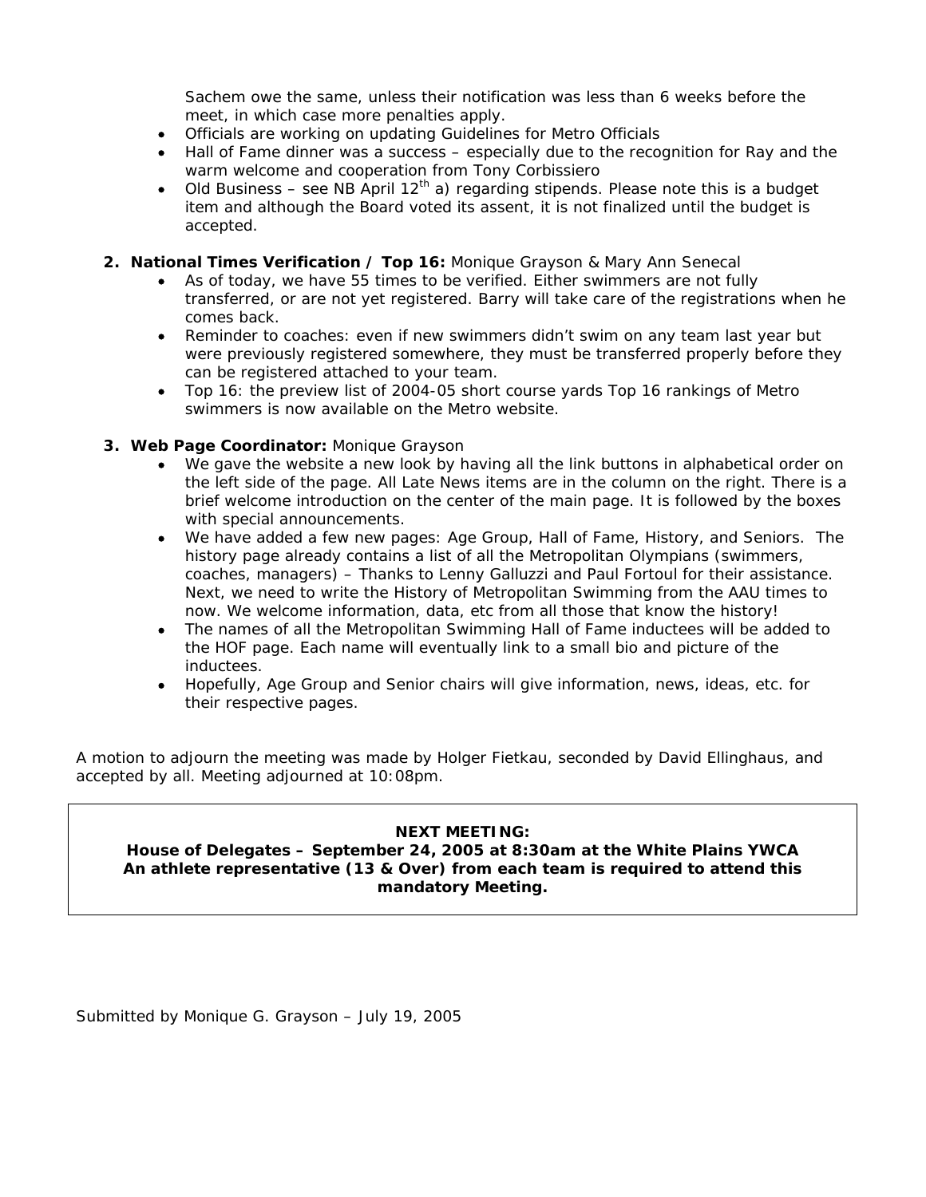Sachem owe the same, unless their notification was less than 6 weeks before the meet, in which case more penalties apply.

- Officials are working on updating Guidelines for Metro Officials
- Hall of Fame dinner was a success – especially due to the recognition for Ray and the warm welcome and cooperation from Tony Corbissiero
- Old Business – see NB April 12th a) regarding stipends. Please note this is a budget item and although the Board voted its assent, it is not finalized until the budget is accepted.

2. **National Times Verification / Top 16:** Monique Grayson & Mary Ann Senecal
   - As of today, we have 55 times to be verified. Either swimmers are not fully transferred, or are not yet registered. Barry will take care of the registrations when he comes back.
   - Reminder to coaches: even if new swimmers didn't swim on any team last year but were previously registered somewhere, they must be transferred properly before they can be registered attached to your team.
   - Top 16: the preview list of 2004-05 short course yards Top 16 rankings of Metro swimmers is now available on the Metro website.

3. **Web Page Coordinator:** Monique Grayson
   - We gave the website a new look by having all the link buttons in alphabetical order on the left side of the page. All Late News items are in the column on the right. There is a brief welcome introduction on the center of the main page. It is followed by the boxes with special announcements.
   - We have added a few new pages: Age Group, Hall of Fame, History, and Seniors. The history page already contains a list of all the Metropolitan Olympians (swimmers, coaches, managers) – Thanks to Lenny Galluzzi and Paul Fortoul for their assistance. Next, we need to write the History of Metropolitan Swimming from the AAU times to now. We welcome information, data, etc from all those that know the history!
   - The names of all the Metropolitan Swimming Hall of Fame inductees will be added to the HOF page. Each name will eventually link to a small bio and picture of the inductees.
   - Hopefully, Age Group and Senior chairs will give information, news, ideas, etc. for their respective pages.

A motion to adjourn the meeting was made by Holger Fietkau, seconded by David Ellinghaus, and accepted by all. Meeting adjourned at 10:08pm.

**NEXT MEETING:**
**House of Delegates – September 24, 2005 at 8:30am at the White Plains YWCA**
**An athlete representative (13 & Over) from each team is required to attend this mandatory Meeting.**

Submitted by Monique G. Grayson – July 19, 2005